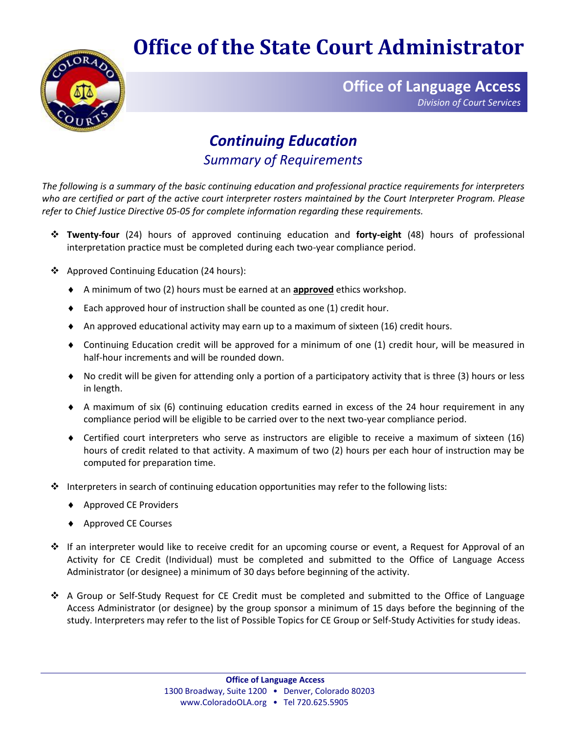# Office of the State Court Administrator

## Office of Language Access

*Division of Court Services*

## *Continuing Education*

### *Summary of Requirements*

*The following is a summary of the basic continuing education and professional practice requirements for interpreters who are certified or part of the active court interpreter rosters maintained by the Court Interpreter Program. Please refer to Chief Justice Directive 05-05 for complete information regarding these requirements.*

- **Twenty-four** (24) hours of approved continuing education and **forty-eight** (48) hours of professional interpretation practice must be completed during each two-year compliance period.
- Approved Continuing Education (24 hours):
  - A minimum of two (2) hours must be earned at an **approved** ethics workshop.
  - Each approved hour of instruction shall be counted as one (1) credit hour.
  - An approved educational activity may earn up to a maximum of sixteen (16) credit hours.
  - Continuing Education credit will be approved for a minimum of one (1) credit hour, will be measured in half-hour increments and will be rounded down.
  - No credit will be given for attending only a portion of a participatory activity that is three (3) hours or less in length.
  - A maximum of six (6) continuing education credits earned in excess of the 24 hour requirement in any compliance period will be eligible to be carried over to the next two-year compliance period.
  - Certified court interpreters who serve as instructors are eligible to receive a maximum of sixteen (16) hours of credit related to that activity. A maximum of two (2) hours per each hour of instruction may be computed for preparation time.
- Interpreters in search of continuing education opportunities may refer to the following lists:
  - Approved CE Providers
  - Approved CE Courses
- If an interpreter would like to receive credit for an upcoming course or event, a Request for Approval of an Activity for CE Credit (Individual) must be completed and submitted to the Office of Language Access Administrator (or designee) a minimum of 30 days before beginning of the activity.
- A Group or Self-Study Request for CE Credit must be completed and submitted to the Office of Language Access Administrator (or designee) by the group sponsor a minimum of 15 days before the beginning of the study. Interpreters may refer to the list of Possible Topics for CE Group or Self-Study Activities for study ideas.

**Office of Language Access**
1300 Broadway, Suite 1200 • Denver, Colorado 80203
www.ColoradoOLA.org • Tel 720.625.5905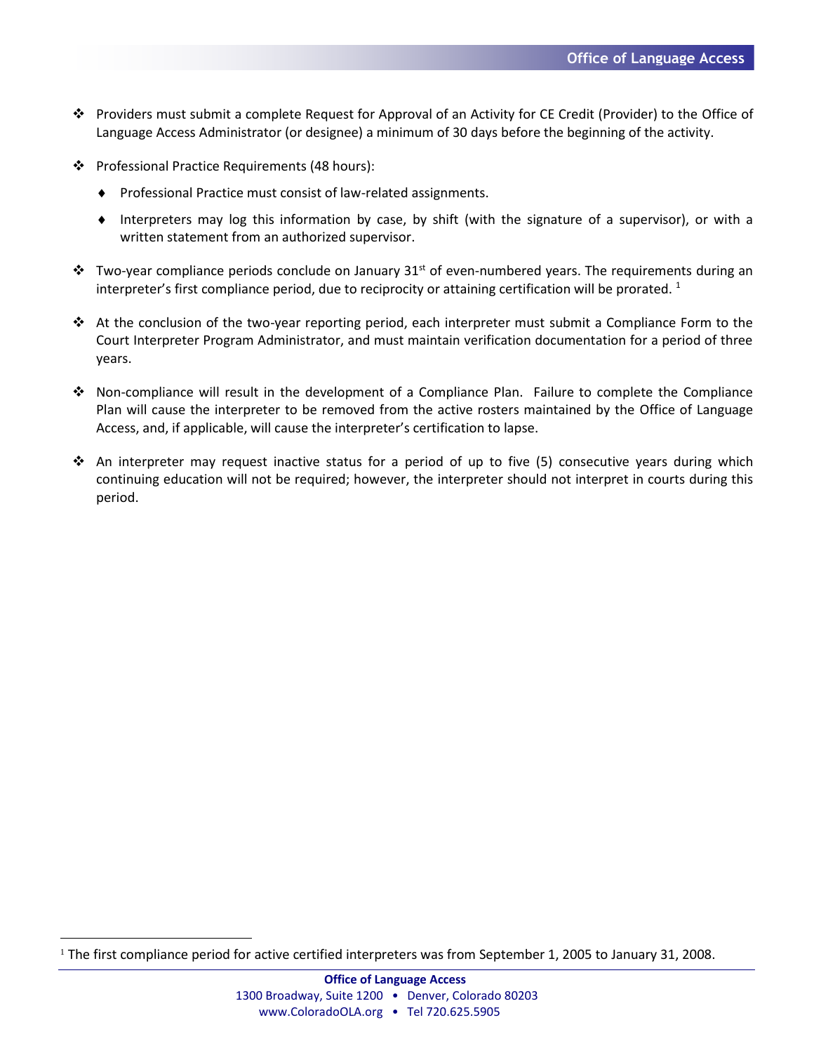- Providers must submit a complete Request for Approval of an Activity for CE Credit (Provider) to the Office of Language Access Administrator (or designee) a minimum of 30 days before the beginning of the activity.
- Professional Practice Requirements (48 hours):
  - Professional Practice must consist of law-related assignments.
  - Interpreters may log this information by case, by shift (with the signature of a supervisor), or with a written statement from an authorized supervisor.
- Two-year compliance periods conclude on January 31st of even-numbered years. The requirements during an interpreter's first compliance period, due to reciprocity or attaining certification will be prorated. [1]
- At the conclusion of the two-year reporting period, each interpreter must submit a Compliance Form to the Court Interpreter Program Administrator, and must maintain verification documentation for a period of three years.
- Non-compliance will result in the development of a Compliance Plan. Failure to complete the Compliance Plan will cause the interpreter to be removed from the active rosters maintained by the Office of Language Access, and, if applicable, will cause the interpreter's certification to lapse.
- An interpreter may request inactive status for a period of up to five (5) consecutive years during which continuing education will not be required; however, the interpreter should not interpret in courts during this period.

[1] The first compliance period for active certified interpreters was from September 1, 2005 to January 31, 2008.